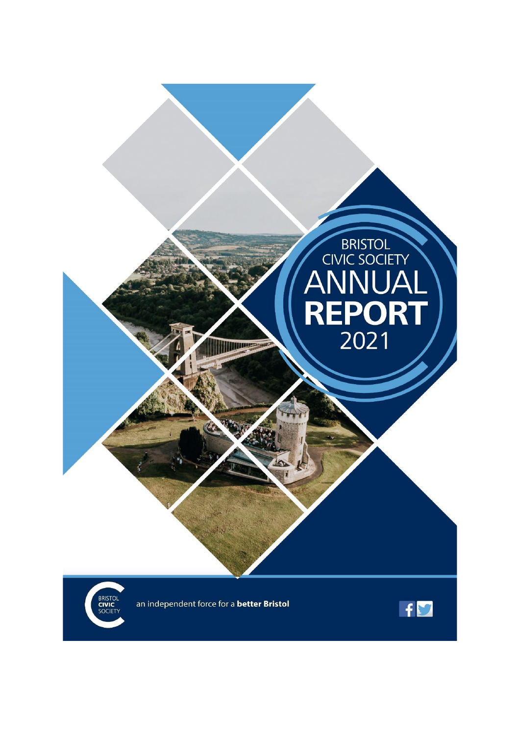# BRISTOL CIVIC SOCIETY ANNUAL REPORT 2021

BRISTOL CIVIC SOCIETY

an independent force for a **better Bristol**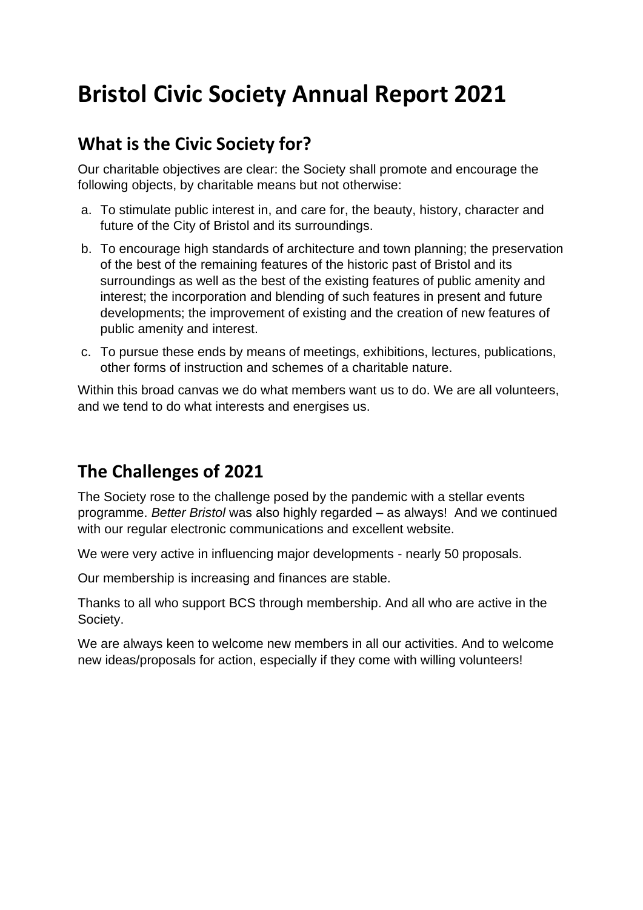# Bristol Civic Society Annual Report 2021

## What is the Civic Society for?

Our charitable objectives are clear: the Society shall promote and encourage the following objects, by charitable means but not otherwise:

a. To stimulate public interest in, and care for, the beauty, history, character and future of the City of Bristol and its surroundings.

b. To encourage high standards of architecture and town planning; the preservation of the best of the remaining features of the historic past of Bristol and its surroundings as well as the best of the existing features of public amenity and interest; the incorporation and blending of such features in present and future developments; the improvement of existing and the creation of new features of public amenity and interest.

c. To pursue these ends by means of meetings, exhibitions, lectures, publications, other forms of instruction and schemes of a charitable nature.

Within this broad canvas we do what members want us to do. We are all volunteers, and we tend to do what interests and energises us.

## The Challenges of 2021

The Society rose to the challenge posed by the pandemic with a stellar events programme. *Better Bristol* was also highly regarded – as always! And we continued with our regular electronic communications and excellent website.

We were very active in influencing major developments - nearly 50 proposals.

Our membership is increasing and finances are stable.

Thanks to all who support BCS through membership. And all who are active in the Society.

We are always keen to welcome new members in all our activities. And to welcome new ideas/proposals for action, especially if they come with willing volunteers!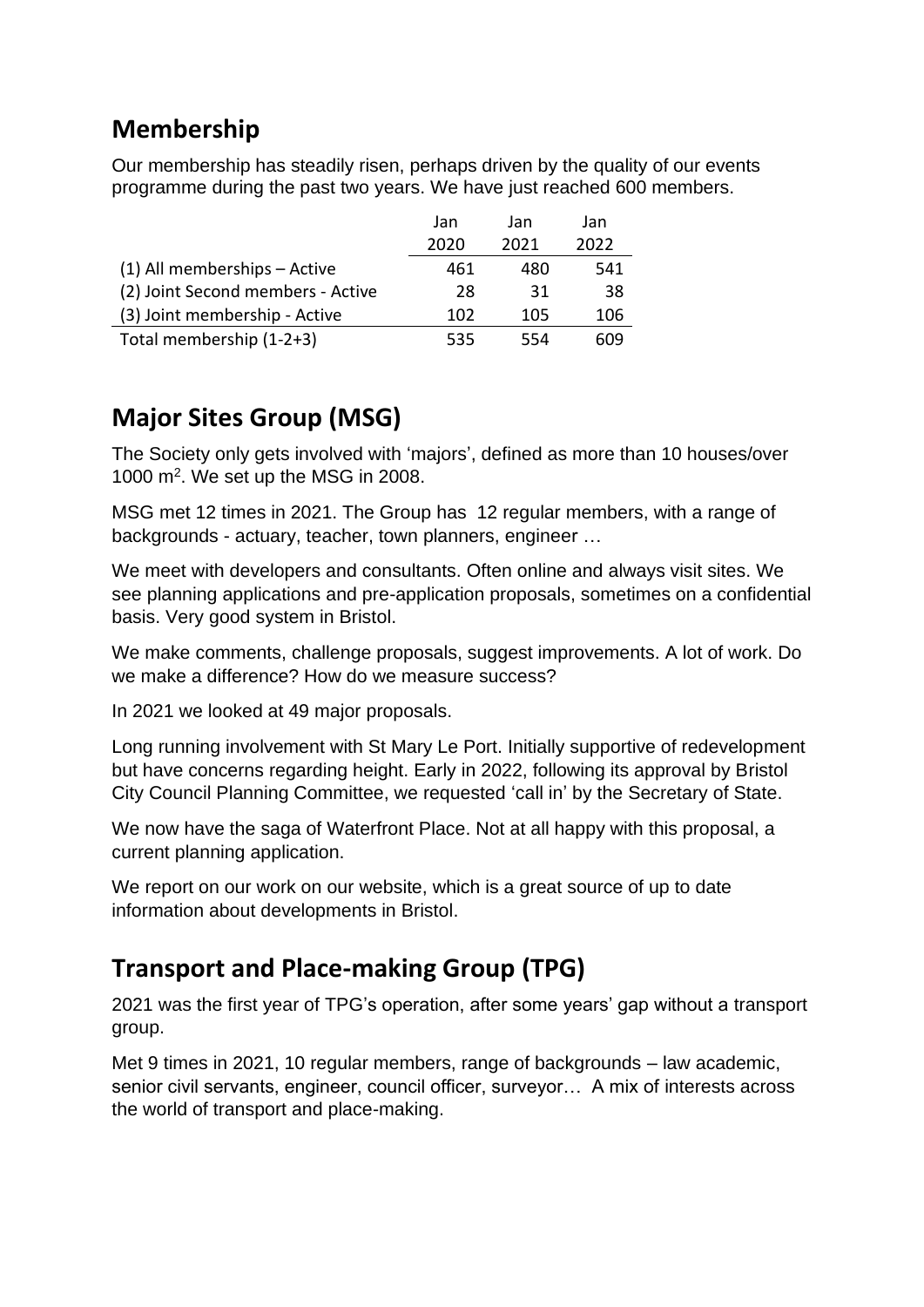## Membership

Our membership has steadily risen, perhaps driven by the quality of our events programme during the past two years. We have just reached 600 members.

| | Jan 2020 | Jan 2021 | Jan 2022 |
|---|---|---|---|
| (1) All memberships – Active | 461 | 480 | 541 |
| (2) Joint Second members - Active | 28 | 31 | 38 |
| (3) Joint membership - Active | 102 | 105 | 106 |
| Total membership (1-2+3) | 535 | 554 | 609 |

## Major Sites Group (MSG)

The Society only gets involved with 'majors', defined as more than 10 houses/over 1000 $m^2$. We set up the MSG in 2008.

MSG met 12 times in 2021. The Group has 12 regular members, with a range of backgrounds - actuary, teacher, town planners, engineer …

We meet with developers and consultants. Often online and always visit sites. We see planning applications and pre-application proposals, sometimes on a confidential basis. Very good system in Bristol.

We make comments, challenge proposals, suggest improvements. A lot of work. Do we make a difference? How do we measure success?

In 2021 we looked at 49 major proposals.

Long running involvement with St Mary Le Port. Initially supportive of redevelopment but have concerns regarding height. Early in 2022, following its approval by Bristol City Council Planning Committee, we requested 'call in' by the Secretary of State.

We now have the saga of Waterfront Place. Not at all happy with this proposal, a current planning application.

We report on our work on our website, which is a great source of up to date information about developments in Bristol.

## Transport and Place-making Group (TPG)

2021 was the first year of TPG's operation, after some years' gap without a transport group.

Met 9 times in 2021, 10 regular members, range of backgrounds – law academic, senior civil servants, engineer, council officer, surveyor… A mix of interests across the world of transport and place-making.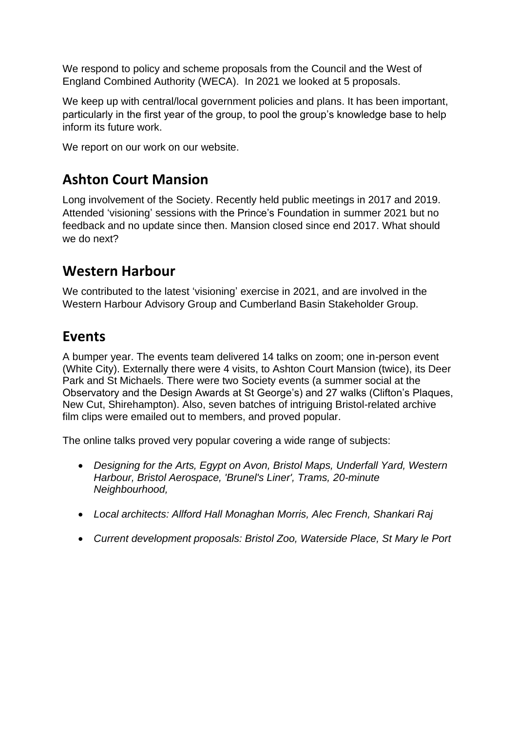We respond to policy and scheme proposals from the Council and the West of England Combined Authority (WECA). In 2021 we looked at 5 proposals.

We keep up with central/local government policies and plans. It has been important, particularly in the first year of the group, to pool the group's knowledge base to help inform its future work.

We report on our work on our website.

## Ashton Court Mansion

Long involvement of the Society. Recently held public meetings in 2017 and 2019. Attended 'visioning' sessions with the Prince's Foundation in summer 2021 but no feedback and no update since then. Mansion closed since end 2017. What should we do next?

## Western Harbour

We contributed to the latest 'visioning' exercise in 2021, and are involved in the Western Harbour Advisory Group and Cumberland Basin Stakeholder Group.

## Events

A bumper year. The events team delivered 14 talks on zoom; one in-person event (White City). Externally there were 4 visits, to Ashton Court Mansion (twice), its Deer Park and St Michaels. There were two Society events (a summer social at the Observatory and the Design Awards at St George's) and 27 walks (Clifton's Plaques, New Cut, Shirehampton). Also, seven batches of intriguing Bristol-related archive film clips were emailed out to members, and proved popular.

The online talks proved very popular covering a wide range of subjects:

- *Designing for the Arts, Egypt on Avon, Bristol Maps, Underfall Yard, Western Harbour, Bristol Aerospace, 'Brunel's Liner', Trams, 20-minute Neighbourhood,*
- *Local architects: Allford Hall Monaghan Morris, Alec French, Shankari Raj*
- *Current development proposals: Bristol Zoo, Waterside Place, St Mary le Port*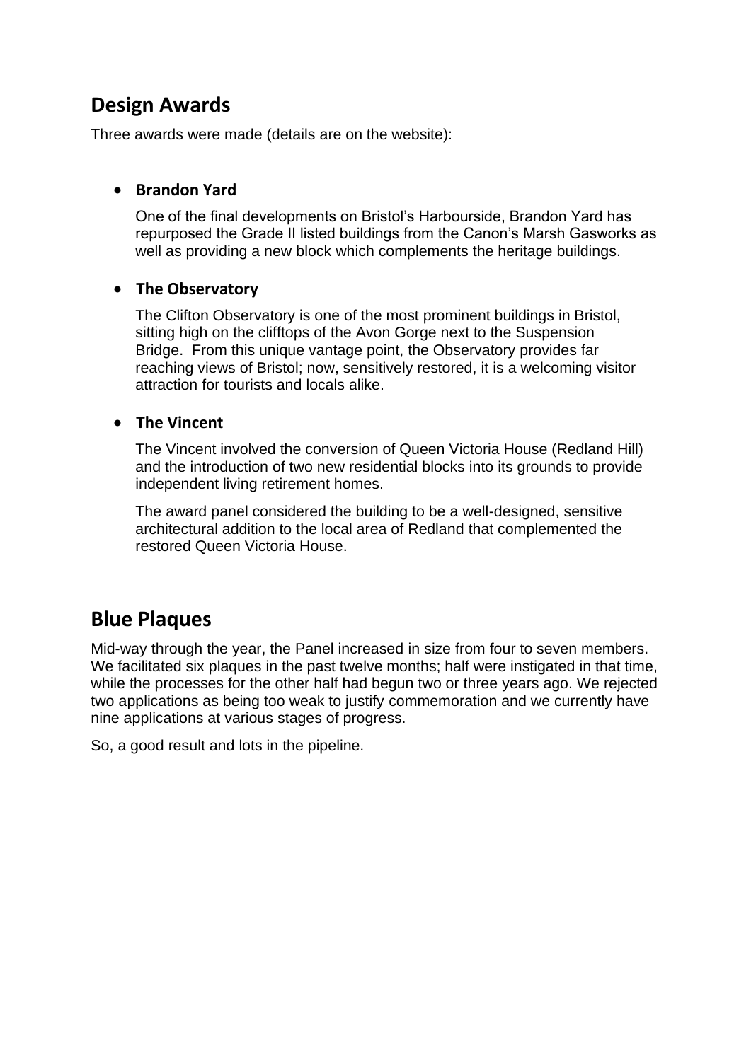## Design Awards

Three awards were made (details are on the website):

- **Brandon Yard**

  One of the final developments on Bristol's Harbourside, Brandon Yard has repurposed the Grade II listed buildings from the Canon's Marsh Gasworks as well as providing a new block which complements the heritage buildings.

- **The Observatory**

  The Clifton Observatory is one of the most prominent buildings in Bristol, sitting high on the clifftops of the Avon Gorge next to the Suspension Bridge. From this unique vantage point, the Observatory provides far reaching views of Bristol; now, sensitively restored, it is a welcoming visitor attraction for tourists and locals alike.

- **The Vincent**

  The Vincent involved the conversion of Queen Victoria House (Redland Hill) and the introduction of two new residential blocks into its grounds to provide independent living retirement homes.

  The award panel considered the building to be a well-designed, sensitive architectural addition to the local area of Redland that complemented the restored Queen Victoria House.

## Blue Plaques

Mid-way through the year, the Panel increased in size from four to seven members. We facilitated six plaques in the past twelve months; half were instigated in that time, while the processes for the other half had begun two or three years ago. We rejected two applications as being too weak to justify commemoration and we currently have nine applications at various stages of progress.

So, a good result and lots in the pipeline.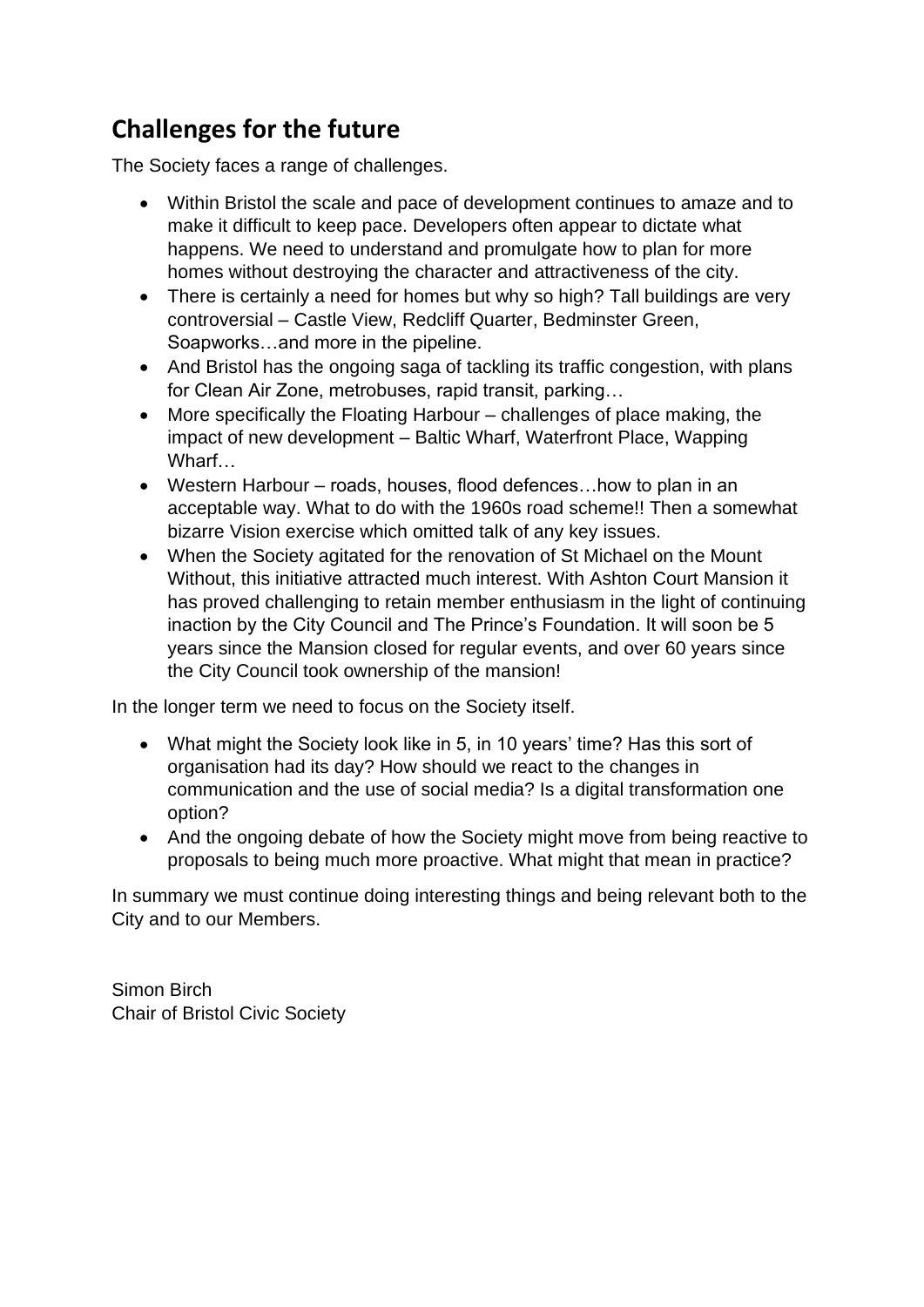## Challenges for the future

The Society faces a range of challenges.

- Within Bristol the scale and pace of development continues to amaze and to make it difficult to keep pace. Developers often appear to dictate what happens. We need to understand and promulgate how to plan for more homes without destroying the character and attractiveness of the city.
- There is certainly a need for homes but why so high? Tall buildings are very controversial – Castle View, Redcliff Quarter, Bedminster Green, Soapworks…and more in the pipeline.
- And Bristol has the ongoing saga of tackling its traffic congestion, with plans for Clean Air Zone, metrobuses, rapid transit, parking…
- More specifically the Floating Harbour – challenges of place making, the impact of new development – Baltic Wharf, Waterfront Place, Wapping Wharf…
- Western Harbour – roads, houses, flood defences…how to plan in an acceptable way. What to do with the 1960s road scheme!! Then a somewhat bizarre Vision exercise which omitted talk of any key issues.
- When the Society agitated for the renovation of St Michael on the Mount Without, this initiative attracted much interest. With Ashton Court Mansion it has proved challenging to retain member enthusiasm in the light of continuing inaction by the City Council and The Prince's Foundation. It will soon be 5 years since the Mansion closed for regular events, and over 60 years since the City Council took ownership of the mansion!

In the longer term we need to focus on the Society itself.

- What might the Society look like in 5, in 10 years' time? Has this sort of organisation had its day? How should we react to the changes in communication and the use of social media? Is a digital transformation one option?
- And the ongoing debate of how the Society might move from being reactive to proposals to being much more proactive. What might that mean in practice?

In summary we must continue doing interesting things and being relevant both to the City and to our Members.

Simon Birch
Chair of Bristol Civic Society